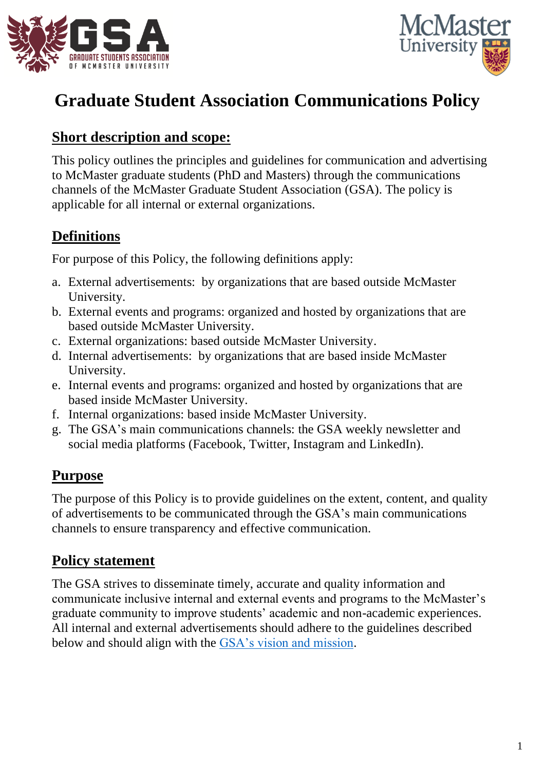# Graduate Student Association Communications Policy

## Short description and scope:

This policy outlines the principles and guidelines for communication and advertising to McMaster graduate students (PhD and Masters) through the communications channels of the McMaster Graduate Student Association (GSA). The policy is applicable for all internal or external organizations.

## Definitions

For purpose of this Policy, the following definitions apply:

a. External advertisements: by organizations that are based outside McMaster University.
b. External events and programs: organized and hosted by organizations that are based outside McMaster University.
c. External organizations: based outside McMaster University.
d. Internal advertisements: by organizations that are based inside McMaster University.
e. Internal events and programs: organized and hosted by organizations that are based inside McMaster University.
f. Internal organizations: based inside McMaster University.
g. The GSA's main communications channels: the GSA weekly newsletter and social media platforms (Facebook, Twitter, Instagram and LinkedIn).

## Purpose

The purpose of this Policy is to provide guidelines on the extent, content, and quality of advertisements to be communicated through the GSA's main communications channels to ensure transparency and effective communication.

## Policy statement

The GSA strives to disseminate timely, accurate and quality information and communicate inclusive internal and external events and programs to the McMaster's graduate community to improve students' academic and non-academic experiences. All internal and external advertisements should adhere to the guidelines described below and should align with the GSA's vision and mission.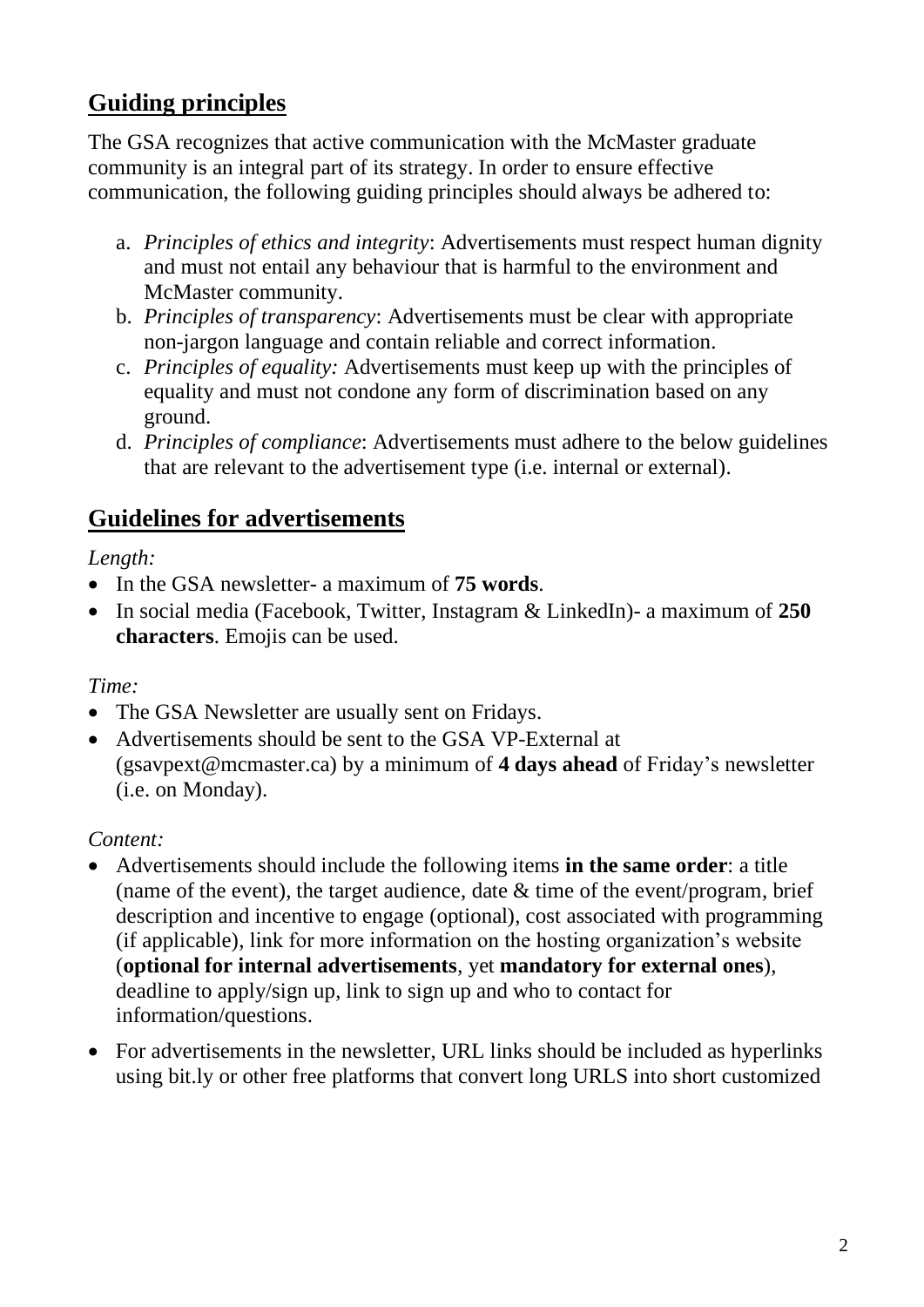## Guiding principles

The GSA recognizes that active communication with the McMaster graduate community is an integral part of its strategy. In order to ensure effective communication, the following guiding principles should always be adhered to:

a. *Principles of ethics and integrity*: Advertisements must respect human dignity and must not entail any behaviour that is harmful to the environment and McMaster community.
b. *Principles of transparency*: Advertisements must be clear with appropriate non-jargon language and contain reliable and correct information.
c. *Principles of equality:* Advertisements must keep up with the principles of equality and must not condone any form of discrimination based on any ground.
d. *Principles of compliance*: Advertisements must adhere to the below guidelines that are relevant to the advertisement type (i.e. internal or external).

## Guidelines for advertisements

*Length:*

- In the GSA newsletter- a maximum of **75 words**.
- In social media (Facebook, Twitter, Instagram & LinkedIn)- a maximum of **250 characters**. Emojis can be used.

*Time:*

- The GSA Newsletter are usually sent on Fridays.
- Advertisements should be sent to the GSA VP-External at (gsavpext@mcmaster.ca) by a minimum of **4 days ahead** of Friday's newsletter (i.e. on Monday).

*Content:*

- Advertisements should include the following items **in the same order**: a title (name of the event), the target audience, date & time of the event/program, brief description and incentive to engage (optional), cost associated with programming (if applicable), link for more information on the hosting organization's website (**optional for internal advertisements**, yet **mandatory for external ones**), deadline to apply/sign up, link to sign up and who to contact for information/questions.
- For advertisements in the newsletter, URL links should be included as hyperlinks using bit.ly or other free platforms that convert long URLS into short customized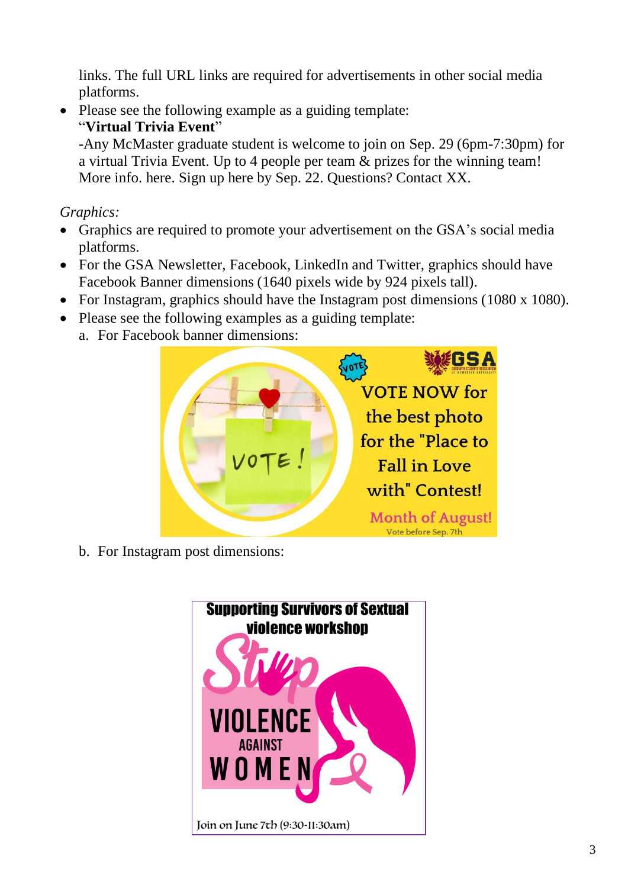links. The full URL links are required for advertisements in other social media platforms.

- Please see the following example as a guiding template:
  "**Virtual Trivia Event**"
  -Any McMaster graduate student is welcome to join on Sep. 29 (6pm-7:30pm) for a virtual Trivia Event. Up to 4 people per team & prizes for the winning team! More info. here. Sign up here by Sep. 22. Questions? Contact XX.

*Graphics:*

- Graphics are required to promote your advertisement on the GSA's social media platforms.
- For the GSA Newsletter, Facebook, LinkedIn and Twitter, graphics should have Facebook Banner dimensions (1640 pixels wide by 924 pixels tall).
- For Instagram, graphics should have the Instagram post dimensions (1080 x 1080).
- Please see the following examples as a guiding template:
  a. For Facebook banner dimensions:

  b. For Instagram post dimensions: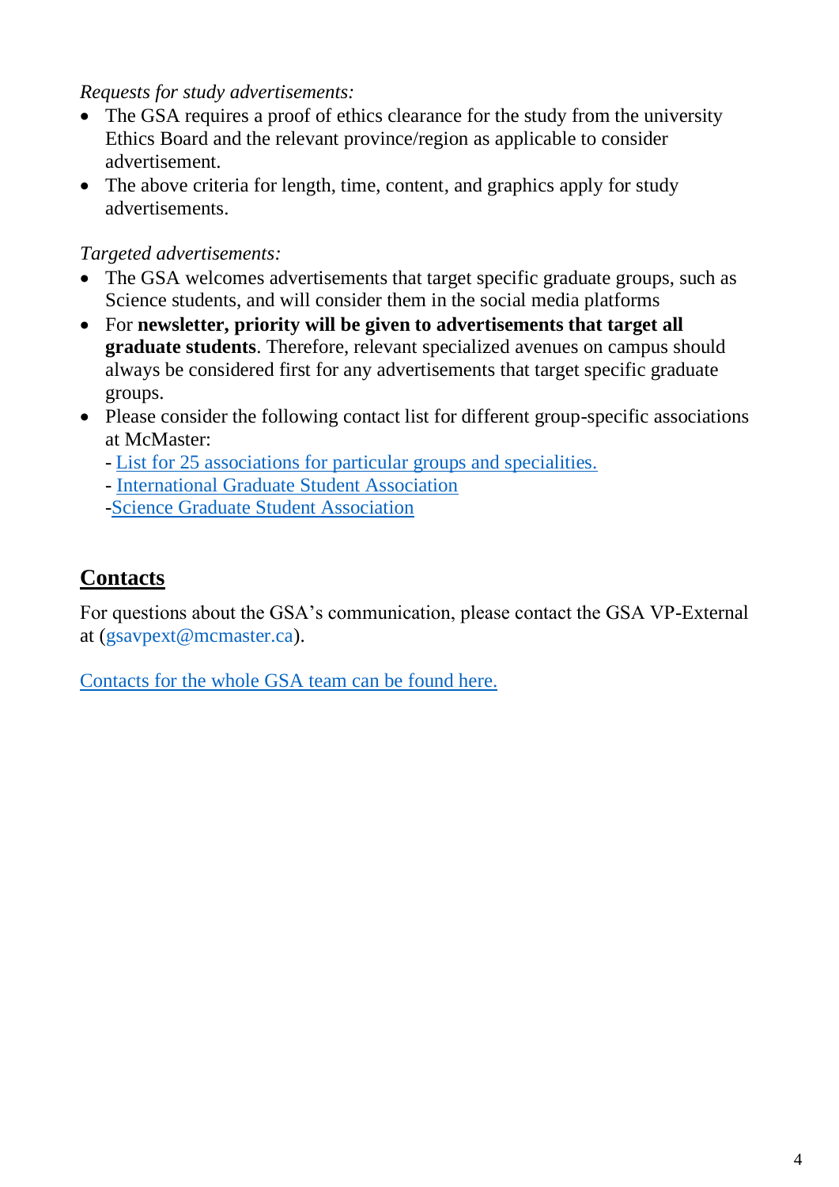*Requests for study advertisements:*

- The GSA requires a proof of ethics clearance for the study from the university Ethics Board and the relevant province/region as applicable to consider advertisement.
- The above criteria for length, time, content, and graphics apply for study advertisements.

*Targeted advertisements:*

- The GSA welcomes advertisements that target specific graduate groups, such as Science students, and will consider them in the social media platforms
- For **newsletter, priority will be given to advertisements that target all graduate students**. Therefore, relevant specialized avenues on campus should always be considered first for any advertisements that target specific graduate groups.
- Please consider the following contact list for different group-specific associations at McMaster:
  - List for 25 associations for particular groups and specialities.
  - International Graduate Student Association
  - Science Graduate Student Association

## Contacts

For questions about the GSA's communication, please contact the GSA VP-External at (gsavpext@mcmaster.ca).

Contacts for the whole GSA team can be found here.